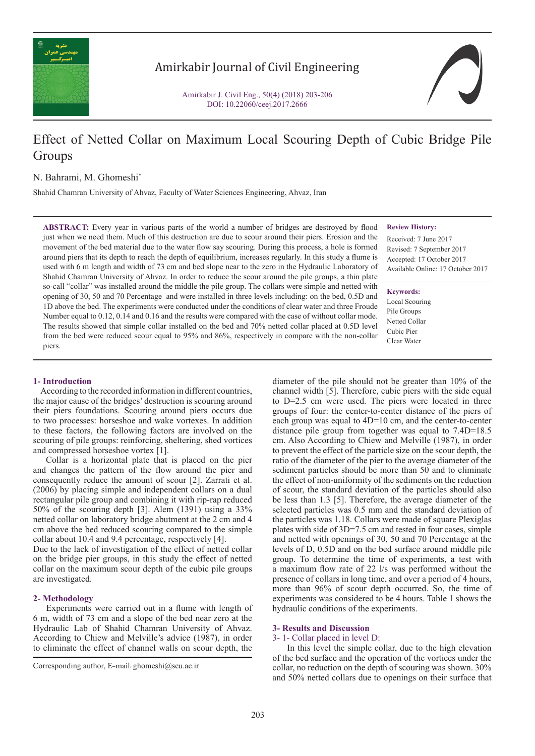# Effect of Netted Collar on Maximum Local Scouring Depth of Cubic Bridge Pile Groups

N. Bahrami, M. Ghomeshi*

Shahid Chamran University of Ahvaz, Faculty of Water Sciences Engineering, Ahvaz, Iran

**ABSTRACT:** Every year in various parts of the world a number of bridges are destroyed by flood just when we need them. Much of this destruction are due to scour around their piers. Erosion and the movement of the bed material due to the water flow say scouring. During this process, a hole is formed around piers that its depth to reach the depth of equilibrium, increases regularly. In this study a flume is used with 6 m length and width of 73 cm and bed slope near to the zero in the Hydraulic Laboratory of Shahid Chamran University of Ahvaz. In order to reduce the scour around the pile groups, a thin plate so-call "collar" was installed around the middle the pile group. The collars were simple and netted with opening of 30, 50 and 70 Percentage and were installed in three levels including: on the bed, 0.5D and 1D above the bed. The experiments were conducted under the conditions of clear water and three Froude Number equal to 0.12, 0.14 and 0.16 and the results were compared with the case of without collar mode. The results showed that simple collar installed on the bed and 70% netted collar placed at 0.5D level from the bed were reduced scour equal to 95% and 86%, respectively in compare with the non-collar piers.

**Review History:**

Received: 7 June 2017
Revised: 7 September 2017
Accepted: 17 October 2017
Available Online: 17 October 2017

**Keywords:**

Local Scouring
Pile Groups
Netted Collar
Cubic Pier
Clear Water

## 1- Introduction

According to the recorded information in different countries, the major cause of the bridges' destruction is scouring around their piers foundations. Scouring around piers occurs due to two processes: horseshoe and wake vortexes. In addition to these factors, the following factors are involved on the scouring of pile groups: reinforcing, sheltering, shed vortices and compressed horseshoe vortex [1].

Collar is a horizontal plate that is placed on the pier and changes the pattern of the flow around the pier and consequently reduce the amount of scour [2]. Zarrati et al. (2006) by placing simple and independent collars on a dual rectangular pile group and combining it with rip-rap reduced 50% of the scouring depth [3]. Alem (1391) using a 33% netted collar on laboratory bridge abutment at the 2 cm and 4 cm above the bed reduced scouring compared to the simple collar about 10.4 and 9.4 percentage, respectively [4].

Due to the lack of investigation of the effect of netted collar on the bridge pier groups, in this study the effect of netted collar on the maximum scour depth of the cubic pile groups are investigated.

## 2- Methodology

Experiments were carried out in a flume with length of 6 m, width of 73 cm and a slope of the bed near zero at the Hydraulic Lab of Shahid Chamran University of Ahvaz. According to Chiew and Melville's advice (1987), in order to eliminate the effect of channel walls on scour depth, the diameter of the pile should not be greater than 10% of the channel width [5]. Therefore, cubic piers with the side equal to D=2.5 cm were used. The piers were located in three groups of four: the center-to-center distance of the piers of each group was equal to 4D=10 cm, and the center-to-center distance pile group from together was equal to 7.4D=18.5 cm. Also According to Chiew and Melville (1987), in order to prevent the effect of the particle size on the scour depth, the ratio of the diameter of the pier to the average diameter of the sediment particles should be more than 50 and to eliminate the effect of non-uniformity of the sediments on the reduction of scour, the standard deviation of the particles should also be less than 1.3 [5]. Therefore, the average diameter of the selected particles was 0.5 mm and the standard deviation of the particles was 1.18. Collars were made of square Plexiglas plates with side of 3D=7.5 cm and tested in four cases, simple and netted with openings of 30, 50 and 70 Percentage at the levels of D, 0.5D and on the bed surface around middle pile group. To determine the time of experiments, a test with a maximum flow rate of 22 l/s was performed without the presence of collars in long time, and over a period of 4 hours, more than 96% of scour depth occurred. So, the time of experiments was considered to be 4 hours. Table 1 shows the hydraulic conditions of the experiments.

## 3- Results and Discussion

### 3- 1- Collar placed in level D:

In this level the simple collar, due to the high elevation of the bed surface and the operation of the vortices under the collar, no reduction on the depth of scouring was shown. 30% and 50% netted collars due to openings on their surface that

Corresponding author, E-mail: ghomeshi@scu.ac.ir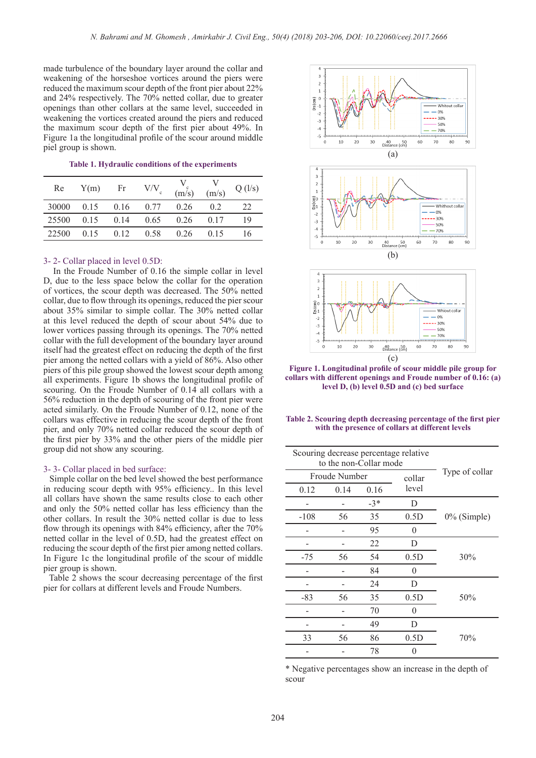made turbulence of the boundary layer around the collar and weakening of the horseshoe vortices around the piers were reduced the maximum scour depth of the front pier about 22% and 24% respectively. The 70% netted collar, due to greater openings than other collars at the same level, succeeded in weakening the vortices created around the piers and reduced the maximum scour depth of the first pier about 49%. In Figure 1a the longitudinal profile of the scour around middle piel group is shown.

**Table 1. Hydraulic conditions of the experiments**

| Re | Y(m) | Fr | $V/V_c$ | $V_c$ (m/s) | V (m/s) | Q (l/s) |
|---|---|---|---|---|---|---|
| 30000 | 0.15 | 0.16 | 0.77 | 0.26 | 0.2 | 22 |
| 25500 | 0.15 | 0.14 | 0.65 | 0.26 | 0.17 | 19 |
| 22500 | 0.15 | 0.12 | 0.58 | 0.26 | 0.15 | 16 |

### 3- 2- Collar placed in level 0.5D:

In the Froude Number of 0.16 the simple collar in level D, due to the less space below the collar for the operation of vortices, the scour depth was decreased. The 50% netted collar, due to flow through its openings, reduced the pier scour about 35% similar to simple collar. The 30% netted collar at this level reduced the depth of scour about 54% due to lower vortices passing through its openings. The 70% netted collar with the full development of the boundary layer around itself had the greatest effect on reducing the depth of the first pier among the netted collars with a yield of 86%. Also other piers of this pile group showed the lowest scour depth among all experiments. Figure 1b shows the longitudinal profile of scouring. On the Froude Number of 0.14 all collars with a 56% reduction in the depth of scouring of the front pier were acted similarly. On the Froude Number of 0.12, none of the collars was effective in reducing the scour depth of the front pier, and only 70% netted collar reduced the scour depth of the first pier by 33% and the other piers of the middle pier group did not show any scouring.

### 3- 3- Collar placed in bed surface:

Simple collar on the bed level showed the best performance in reducing scour depth with 95% efficiency.. In this level all collars have shown the same results close to each other and only the 50% netted collar has less efficiency than the other collars. In result the 30% netted collar is due to less flow through its openings with 84% efficiency, after the 70% netted collar in the level of 0.5D, had the greatest effect on reducing the scour depth of the first pier among netted collars. In Figure 1c the longitudinal profile of the scour of middle pier group is shown.

Table 2 shows the scour decreasing percentage of the first pier for collars at different levels and Froude Numbers.

**Figure 1. Longitudinal profile of scour middle pile group for collars with different openings and Froude number of 0.16: (a) level D, (b) level 0.5D and (c) bed surface**

**Table 2. Scouring depth decreasing percentage of the first pier with the presence of collars at different levels**

| Scouring decrease percentage relative to the non-Collar mode | | | | Type of collar |
|---|---|---|---|---|
| Froude Number | | | collar level | |
| 0.12 | 0.14 | 0.16 | | |
| - | - | -3* | D | 0% (Simple) |
| -108 | 56 | 35 | 0.5D | |
| - | - | 95 | 0 | |
| - | - | 22 | D | 30% |
| -75 | 56 | 54 | 0.5D | |
| - | - | 84 | 0 | |
| - | - | 24 | D | 50% |
| -83 | 56 | 35 | 0.5D | |
| - | - | 70 | 0 | |
| - | - | 49 | D | 70% |
| 33 | 56 | 86 | 0.5D | |
| - | - | 78 | 0 | |

* Negative percentages show an increase in the depth of scour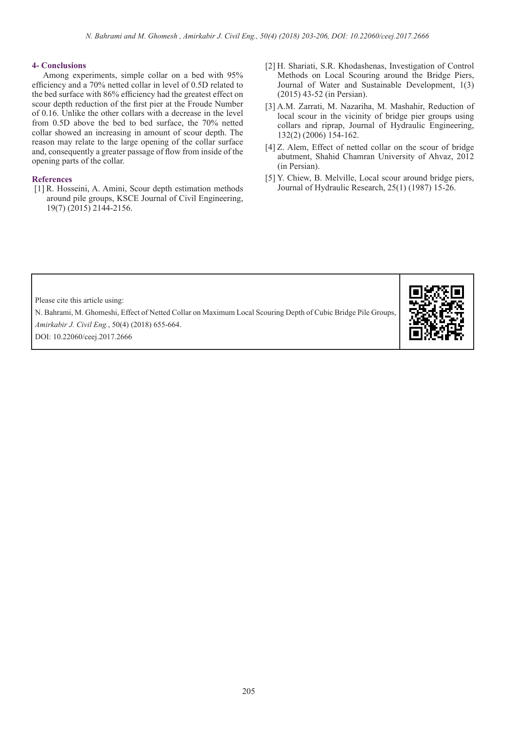## 4- Conclusions

Among experiments, simple collar on a bed with 95% efficiency and a 70% netted collar in level of 0.5D related to the bed surface with 86% efficiency had the greatest effect on scour depth reduction of the first pier at the Froude Number of 0.16. Unlike the other collars with a decrease in the level from 0.5D above the bed to bed surface, the 70% netted collar showed an increasing in amount of scour depth. The reason may relate to the large opening of the collar surface and, consequently a greater passage of flow from inside of the opening parts of the collar.

## References

[1] R. Hosseini, A. Amini, Scour depth estimation methods around pile groups, KSCE Journal of Civil Engineering, 19(7) (2015) 2144-2156.

[2] H. Shariati, S.R. Khodashenas, Investigation of Control Methods on Local Scouring around the Bridge Piers, Journal of Water and Sustainable Development, 1(3) (2015) 43-52 (in Persian).

[3] A.M. Zarrati, M. Nazariha, M. Mashahir, Reduction of local scour in the vicinity of bridge pier groups using collars and riprap, Journal of Hydraulic Engineering, 132(2) (2006) 154-162.

[4] Z. Alem, Effect of netted collar on the scour of bridge abutment, Shahid Chamran University of Ahvaz, 2012 (in Persian).

[5] Y. Chiew, B. Melville, Local scour around bridge piers, Journal of Hydraulic Research, 25(1) (1987) 15-26.

Please cite this article using:

N. Bahrami, M. Ghomeshi, Effect of Netted Collar on Maximum Local Scouring Depth of Cubic Bridge Pile Groups, *Amirkabir J. Civil Eng.*, 50(4) (2018) 655-664.

DOI: 10.22060/ceej.2017.2666